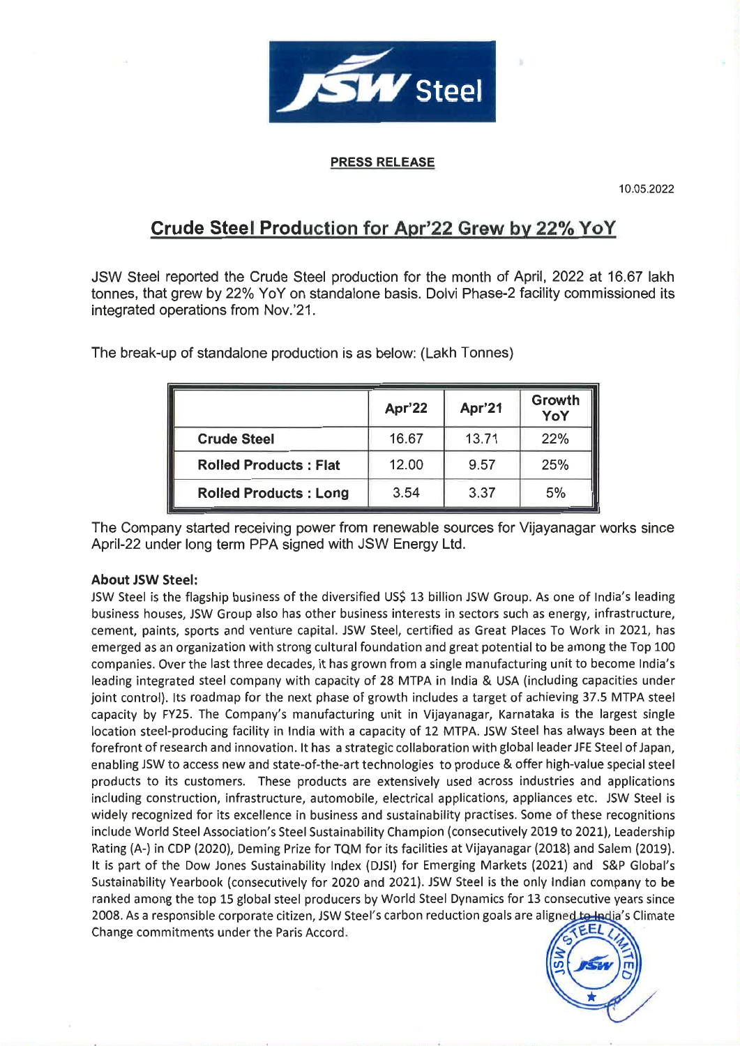**PRESS RELEASE**

10.05.2022

# Crude Steel Production for Apr'22 Grew by 22% YoY

JSW Steel reported the Crude Steel production for the month of April, 2022 at 16.67 lakh tonnes, that grew by 22% YoY on standalone basis. Dolvi Phase-2 facility commissioned its integrated operations from Nov.'21.

The break-up of standalone production is as below: (Lakh Tonnes)

| | Apr'22 | Apr'21 | Growth YoY |
|---|---|---|---|
| **Crude Steel** | 16.67 | 13.71 | 22% |
| **Rolled Products : Flat** | 12.00 | 9.57 | 25% |
| **Rolled Products : Long** | 3.54 | 3.37 | 5% |

The Company started receiving power from renewable sources for Vijayanagar works since April-22 under long term PPA signed with JSW Energy Ltd.

**About JSW Steel:**

JSW Steel is the flagship business of the diversified US$ 13 billion JSW Group. As one of India's leading business houses, JSW Group also has other business interests in sectors such as energy, infrastructure, cement, paints, sports and venture capital. JSW Steel, certified as Great Places To Work in 2021, has emerged as an organization with strong cultural foundation and great potential to be among the Top 100 companies. Over the last three decades, it has grown from a single manufacturing unit to become India's leading integrated steel company with capacity of 28 MTPA in India & USA (including capacities under joint control). Its roadmap for the next phase of growth includes a target of achieving 37.5 MTPA steel capacity by FY25. The Company's manufacturing unit in Vijayanagar, Karnataka is the largest single location steel-producing facility in India with a capacity of 12 MTPA. JSW Steel has always been at the forefront of research and innovation. It has a strategic collaboration with global leader JFE Steel of Japan, enabling JSW to access new and state-of-the-art technologies to produce & offer high-value special steel products to its customers. These products are extensively used across industries and applications including construction, infrastructure, automobile, electrical applications, appliances etc. JSW Steel is widely recognized for its excellence in business and sustainability practises. Some of these recognitions include World Steel Association's Steel Sustainability Champion (consecutively 2019 to 2021), Leadership Rating (A-) in CDP (2020), Deming Prize for TQM for its facilities at Vijayanagar (2018) and Salem (2019). It is part of the Dow Jones Sustainability Index (DJSI) for Emerging Markets (2021) and S&P Global's Sustainability Yearbook (consecutively for 2020 and 2021). JSW Steel is the only Indian company to be ranked among the top 15 global steel producers by World Steel Dynamics for 13 consecutive years since 2008. As a responsible corporate citizen, JSW Steel's carbon reduction goals are aligned to India's Climate Change commitments under the Paris Accord.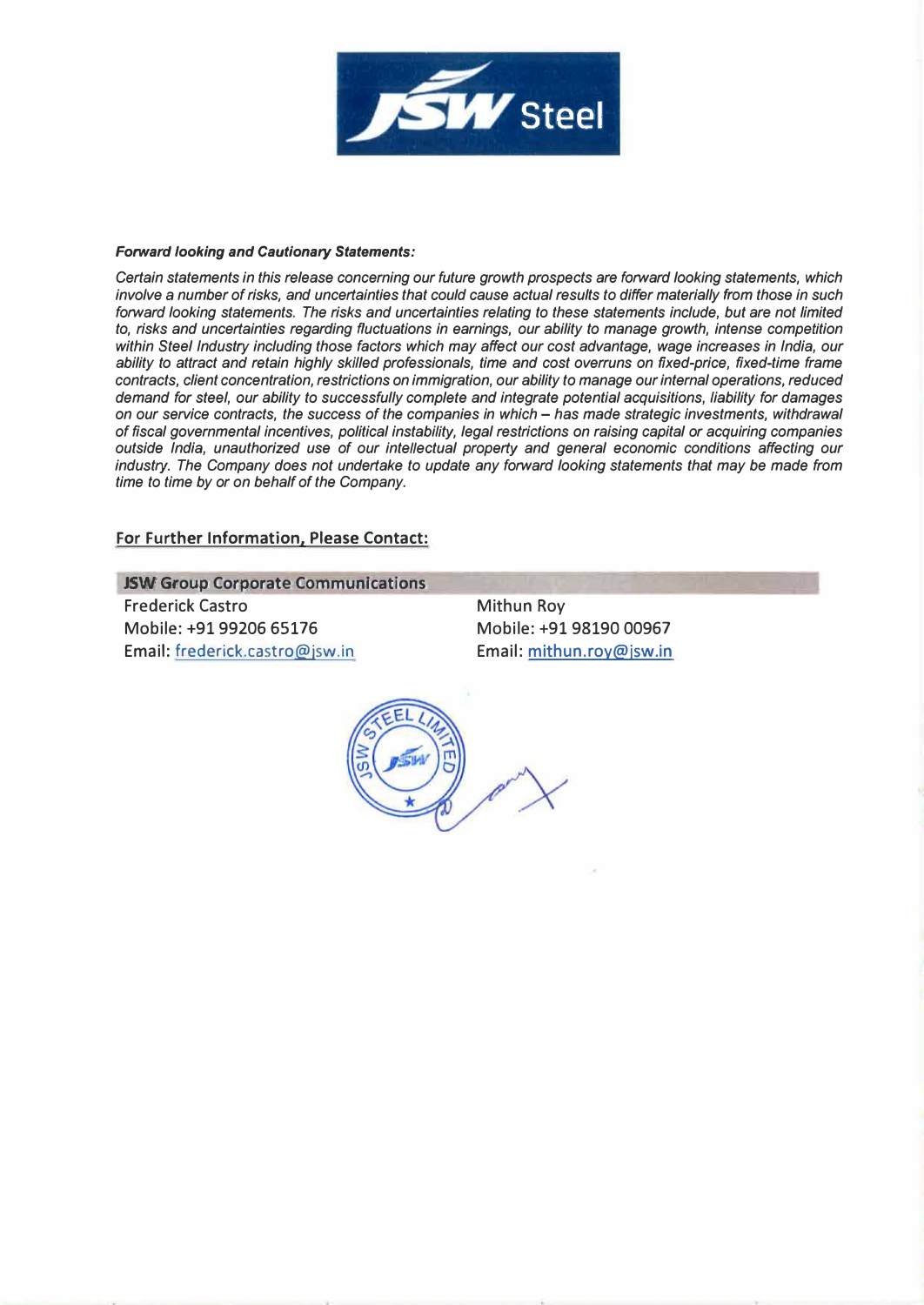***Forward looking and Cautionary Statements:***

*Certain statements in this release concerning our future growth prospects are forward looking statements, which involve a number of risks, and uncertainties that could cause actual results to differ materially from those in such forward looking statements. The risks and uncertainties relating to these statements include, but are not limited to, risks and uncertainties regarding fluctuations in earnings, our ability to manage growth, intense competition within Steel Industry including those factors which may affect our cost advantage, wage increases in India, our ability to attract and retain highly skilled professionals, time and cost overruns on fixed-price, fixed-time frame contracts, client concentration, restrictions on immigration, our ability to manage our internal operations, reduced demand for steel, our ability to successfully complete and integrate potential acquisitions, liability for damages on our service contracts, the success of the companies in which – has made strategic investments, withdrawal of fiscal governmental incentives, political instability, legal restrictions on raising capital or acquiring companies outside India, unauthorized use of our intellectual property and general economic conditions affecting our industry. The Company does not undertake to update any forward looking statements that may be made from time to time by or on behalf of the Company.*

**For Further Information, Please Contact:**

**JSW Group Corporate Communications**

| | |
|---|---|
| Frederick Castro | Mithun Roy |
| Mobile: +91 99206 65176 | Mobile: +91 98190 00967 |
| Email: frederick.castro@jsw.in | Email: mithun.roy@jsw.in |